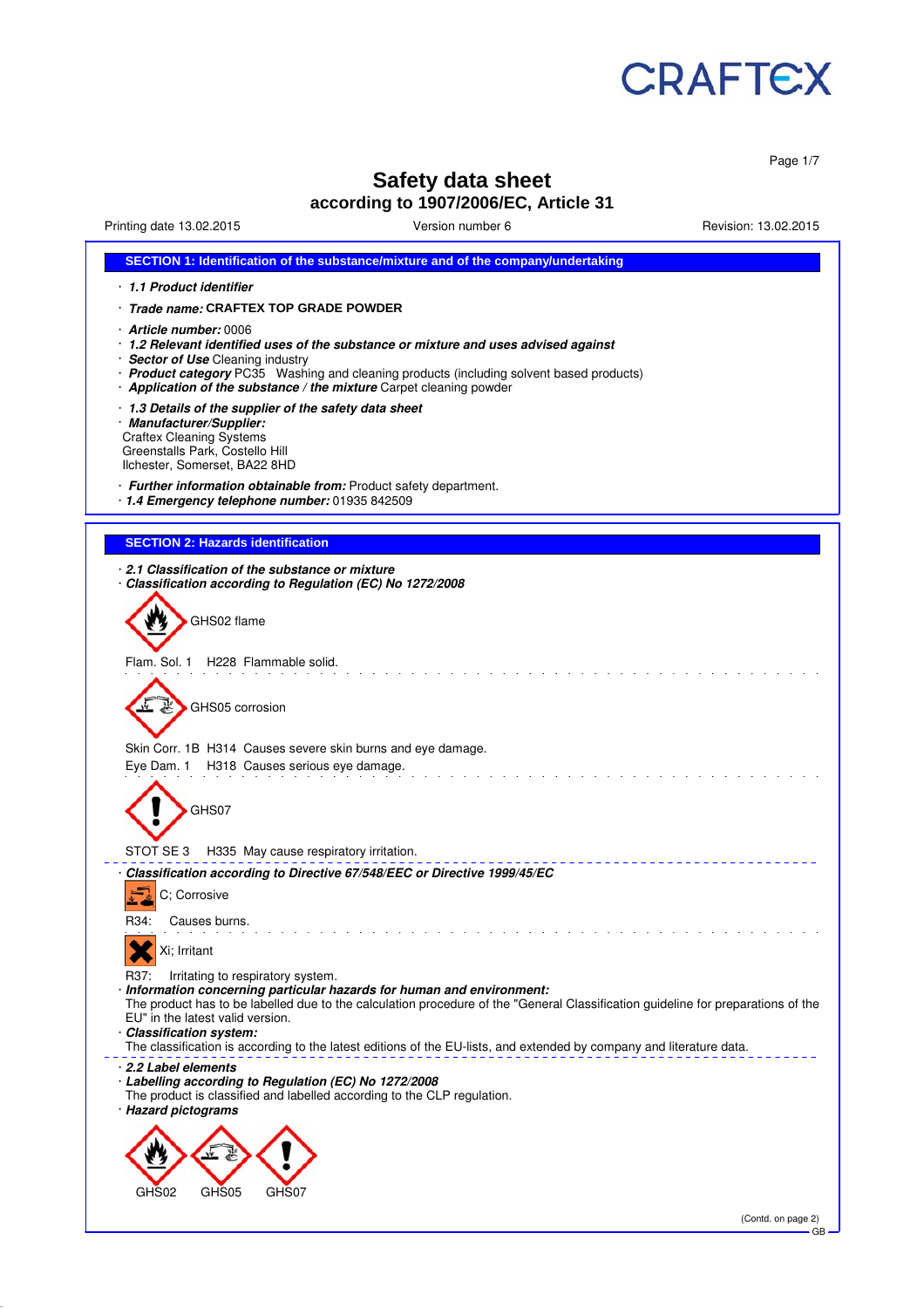# CRAFTEX

# Safety data sheet
## according to 1907/2006/EC, Article 31

Printing date 13.02.2015 — Version number 6 — Revision: 13.02.2015

## SECTION 1: Identification of the substance/mixture and of the company/undertaking

· ***1.1 Product identifier***

· ***Trade name:*** **CRAFTEX TOP GRADE POWDER**

· ***Article number:*** 0006
· ***1.2 Relevant identified uses of the substance or mixture and uses advised against***
· ***Sector of Use*** Cleaning industry
· ***Product category*** PC35 Washing and cleaning products (including solvent based products)
· ***Application of the substance / the mixture*** Carpet cleaning powder

· ***1.3 Details of the supplier of the safety data sheet***
· ***Manufacturer/Supplier:***
Craftex Cleaning Systems
Greenstalls Park, Costello Hill
Ilchester, Somerset, BA22 8HD

· ***Further information obtainable from:*** Product safety department.
· ***1.4 Emergency telephone number:*** 01935 842509

## SECTION 2: Hazards identification

· ***2.1 Classification of the substance or mixture***
· ***Classification according to Regulation (EC) No 1272/2008***

GHS02 flame

Flam. Sol. 1 H228 Flammable solid.

GHS05 corrosion

Skin Corr. 1B H314 Causes severe skin burns and eye damage.
Eye Dam. 1 H318 Causes serious eye damage.

GHS07

STOT SE 3 H335 May cause respiratory irritation.

· ***Classification according to Directive 67/548/EEC or Directive 1999/45/EC***

C; Corrosive

R34: Causes burns.

Xi; Irritant

R37: Irritating to respiratory system.
· ***Information concerning particular hazards for human and environment:***
The product has to be labelled due to the calculation procedure of the "General Classification guideline for preparations of the EU" in the latest valid version.
· ***Classification system:***
The classification is according to the latest editions of the EU-lists, and extended by company and literature data.

· ***2.2 Label elements***
· ***Labelling according to Regulation (EC) No 1272/2008***
The product is classified and labelled according to the CLP regulation.
· ***Hazard pictograms***

GHS02 GHS05 GHS07

(Contd. on page 2)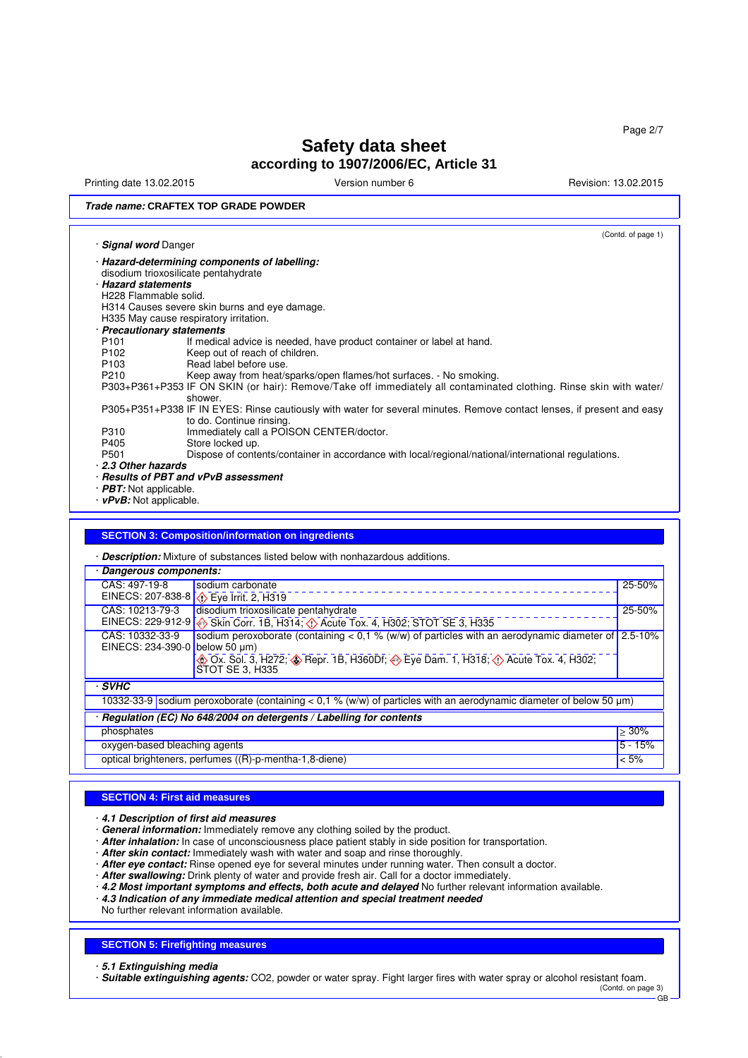# Safety data sheet

## according to 1907/2006/EC, Article 31

Printing date 13.02.2015 | Version number 6 | Revision: 13.02.2015

***Trade name:*** **CRAFTEX TOP GRADE POWDER**

(Contd. of page 1)

· ***Signal word*** Danger

· ***Hazard-determining components of labelling:***
disodium trioxosilicate pentahydrate

· ***Hazard statements***
H228 Flammable solid.
H314 Causes severe skin burns and eye damage.
H335 May cause respiratory irritation.

· ***Precautionary statements***
P101 If medical advice is needed, have product container or label at hand.
P102 Keep out of reach of children.
P103 Read label before use.
P210 Keep away from heat/sparks/open flames/hot surfaces. - No smoking.
P303+P361+P353 IF ON SKIN (or hair): Remove/Take off immediately all contaminated clothing. Rinse skin with water/shower.
P305+P351+P338 IF IN EYES: Rinse cautiously with water for several minutes. Remove contact lenses, if present and easy to do. Continue rinsing.
P310 Immediately call a POISON CENTER/doctor.
P405 Store locked up.
P501 Dispose of contents/container in accordance with local/regional/national/international regulations.

· ***2.3 Other hazards***
· ***Results of PBT and vPvB assessment***
· ***PBT:*** Not applicable.
· ***vPvB:*** Not applicable.

## SECTION 3: Composition/information on ingredients

· ***Description:*** Mixture of substances listed below with nonhazardous additions.

· ***Dangerous components:***

| Identifiers | Substance / Classification | Content |
|---|---|---|
| CAS: 497-19-8<br>EINECS: 207-838-8 | sodium carbonate<br>Eye Irrit. 2, H319 | 25-50% |
| CAS: 10213-79-3<br>EINECS: 229-912-9 | disodium trioxosilicate pentahydrate<br>Skin Corr. 1B, H314; Acute Tox. 4, H302; STOT SE 3, H335 | 25-50% |
| CAS: 10332-33-9<br>EINECS: 234-390-0 | sodium peroxoborate (containing < 0,1 % (w/w) of particles with an aerodynamic diameter of below 50 µm)<br>Ox. Sol. 3, H272; Repr. 1B, H360Df; Eye Dam. 1, H318; Acute Tox. 4, H302; STOT SE 3, H335 | 2.5-10% |

· ***SVHC***

10332-33-9 sodium peroxoborate (containing < 0,1 % (w/w) of particles with an aerodynamic diameter of below 50 µm)

· ***Regulation (EC) No 648/2004 on detergents / Labelling for contents***

| Component | Content |
|---|---|
| phosphates | ≥ 30% |
| oxygen-based bleaching agents | 5 - 15% |
| optical brighteners, perfumes ((R)-p-mentha-1,8-diene) | < 5% |

## SECTION 4: First aid measures

· ***4.1 Description of first aid measures***
· ***General information:*** Immediately remove any clothing soiled by the product.
· ***After inhalation:*** In case of unconsciousness place patient stably in side position for transportation.
· ***After skin contact:*** Immediately wash with water and soap and rinse thoroughly.
· ***After eye contact:*** Rinse opened eye for several minutes under running water. Then consult a doctor.
· ***After swallowing:*** Drink plenty of water and provide fresh air. Call for a doctor immediately.
· ***4.2 Most important symptoms and effects, both acute and delayed*** No further relevant information available.
· ***4.3 Indication of any immediate medical attention and special treatment needed***
No further relevant information available.

## SECTION 5: Firefighting measures

· ***5.1 Extinguishing media***
· ***Suitable extinguishing agents:*** CO2, powder or water spray. Fight larger fires with water spray or alcohol resistant foam.

(Contd. on page 3)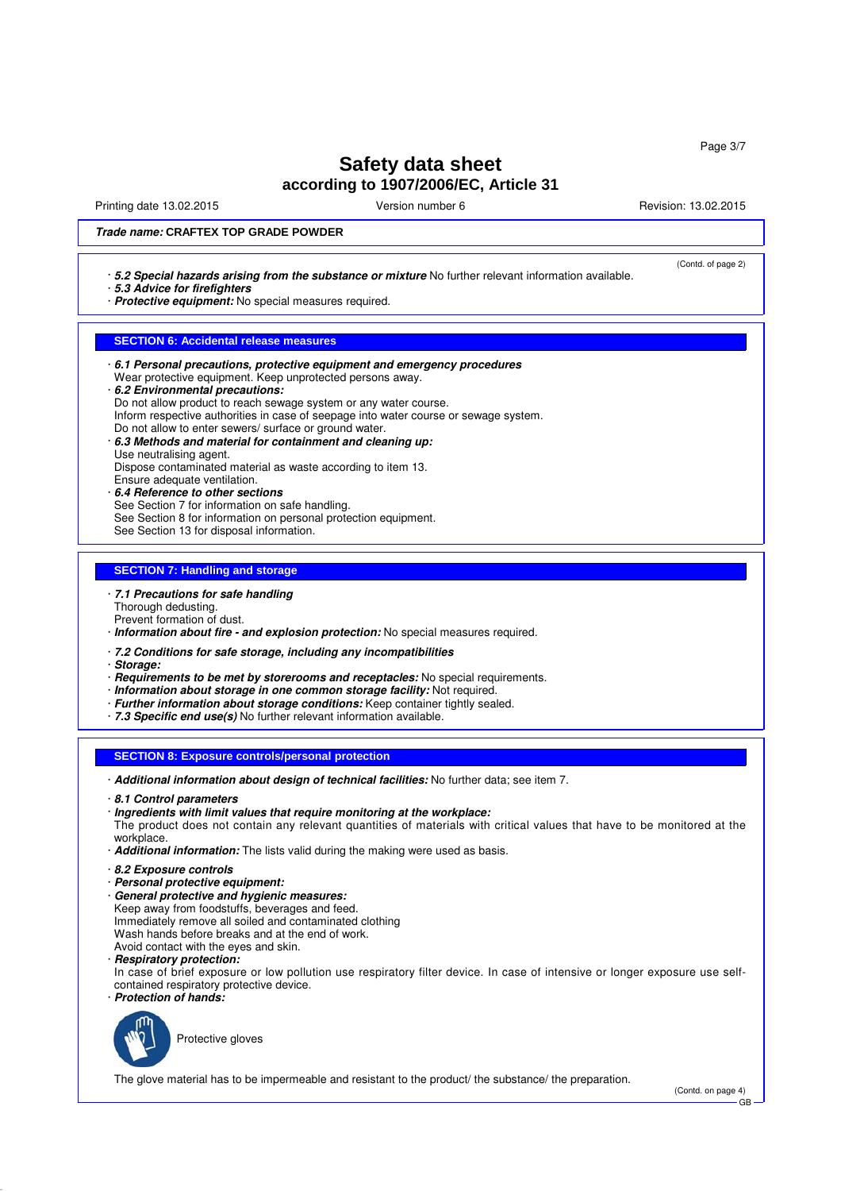# Safety data sheet

## according to 1907/2006/EC, Article 31

Printing date 13.02.2015 | Version number 6 | Revision: 13.02.2015

***Trade name:*** **CRAFTEX TOP GRADE POWDER**

(Contd. of page 2)

· ***5.2 Special hazards arising from the substance or mixture*** No further relevant information available.
· ***5.3 Advice for firefighters***
· ***Protective equipment:*** No special measures required.

## SECTION 6: Accidental release measures

· ***6.1 Personal precautions, protective equipment and emergency procedures***
Wear protective equipment. Keep unprotected persons away.
· ***6.2 Environmental precautions:***
Do not allow product to reach sewage system or any water course.
Inform respective authorities in case of seepage into water course or sewage system.
Do not allow to enter sewers/ surface or ground water.
· ***6.3 Methods and material for containment and cleaning up:***
Use neutralising agent.
Dispose contaminated material as waste according to item 13.
Ensure adequate ventilation.
· ***6.4 Reference to other sections***
See Section 7 for information on safe handling.
See Section 8 for information on personal protection equipment.
See Section 13 for disposal information.

## SECTION 7: Handling and storage

· ***7.1 Precautions for safe handling***
Thorough dedusting.
Prevent formation of dust.
· ***Information about fire - and explosion protection:*** No special measures required.

· ***7.2 Conditions for safe storage, including any incompatibilities***
· ***Storage:***
· ***Requirements to be met by storerooms and receptacles:*** No special requirements.
· ***Information about storage in one common storage facility:*** Not required.
· ***Further information about storage conditions:*** Keep container tightly sealed.
· ***7.3 Specific end use(s)*** No further relevant information available.

## SECTION 8: Exposure controls/personal protection

· ***Additional information about design of technical facilities:*** No further data; see item 7.

· ***8.1 Control parameters***
· ***Ingredients with limit values that require monitoring at the workplace:***
The product does not contain any relevant quantities of materials with critical values that have to be monitored at the workplace.
· ***Additional information:*** The lists valid during the making were used as basis.

· ***8.2 Exposure controls***
· ***Personal protective equipment:***
· ***General protective and hygienic measures:***
Keep away from foodstuffs, beverages and feed.
Immediately remove all soiled and contaminated clothing
Wash hands before breaks and at the end of work.
Avoid contact with the eyes and skin.
· ***Respiratory protection:***
In case of brief exposure or low pollution use respiratory filter device. In case of intensive or longer exposure use self-contained respiratory protective device.
· ***Protection of hands:***

Protective gloves

The glove material has to be impermeable and resistant to the product/ the substance/ the preparation.

(Contd. on page 4)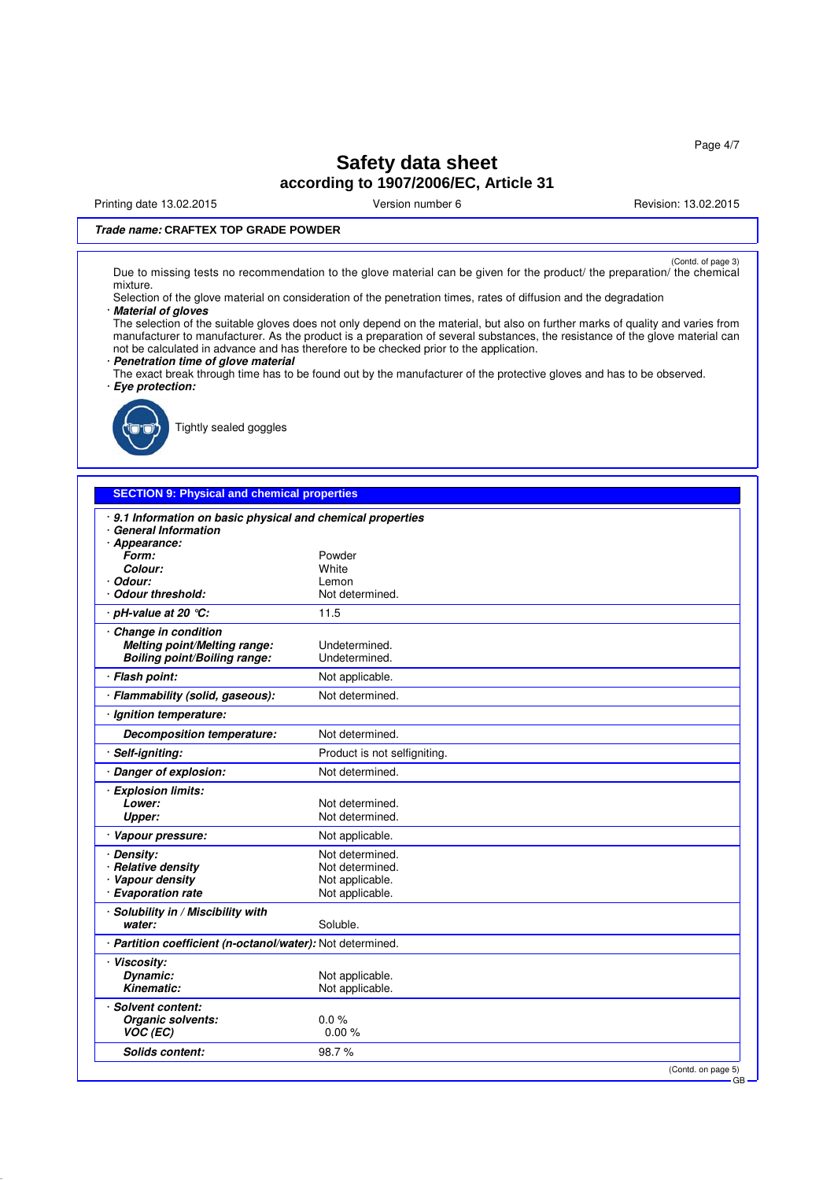**Trade name:** **CRAFTEX TOP GRADE POWDER**

(Contd. of page 3)

Due to missing tests no recommendation to the glove material can be given for the product/ the preparation/ the chemical mixture.

Selection of the glove material on consideration of the penetration times, rates of diffusion and the degradation

· ***Material of gloves***

The selection of the suitable gloves does not only depend on the material, but also on further marks of quality and varies from manufacturer to manufacturer. As the product is a preparation of several substances, the resistance of the glove material can not be calculated in advance and has therefore to be checked prior to the application.

· ***Penetration time of glove material***

The exact break through time has to be found out by the manufacturer of the protective gloves and has to be observed.

· ***Eye protection:***

Tightly sealed goggles

## SECTION 9: Physical and chemical properties

| | |
|---|---|
| · ***9.1 Information on basic physical and chemical properties*** | |
| · ***General Information*** | |
| · ***Appearance:*** | |
| ***Form:*** | Powder |
| ***Colour:*** | White |
| · ***Odour:*** | Lemon |
| · ***Odour threshold:*** | Not determined. |
| · ***pH-value at 20 °C:*** | 11.5 |
| · ***Change in condition*** | |
| ***Melting point/Melting range:*** | Undetermined. |
| ***Boiling point/Boiling range:*** | Undetermined. |
| · ***Flash point:*** | Not applicable. |
| · ***Flammability (solid, gaseous):*** | Not determined. |
| · ***Ignition temperature:*** | |
| ***Decomposition temperature:*** | Not determined. |
| · ***Self-igniting:*** | Product is not selfigniting. |
| · ***Danger of explosion:*** | Not determined. |
| · ***Explosion limits:*** | |
| ***Lower:*** | Not determined. |
| ***Upper:*** | Not determined. |
| · ***Vapour pressure:*** | Not applicable. |
| · ***Density:*** | Not determined. |
| · ***Relative density*** | Not determined. |
| · ***Vapour density*** | Not applicable. |
| · ***Evaporation rate*** | Not applicable. |
| · ***Solubility in / Miscibility with water:*** | Soluble. |
| · ***Partition coefficient (n-octanol/water):*** | Not determined. |
| · ***Viscosity:*** | |
| ***Dynamic:*** | Not applicable. |
| ***Kinematic:*** | Not applicable. |
| · ***Solvent content:*** | |
| ***Organic solvents:*** | 0.0 % |
| ***VOC (EC)*** | 0.00 % |
| ***Solids content:*** | 98.7 % |

(Contd. on page 5)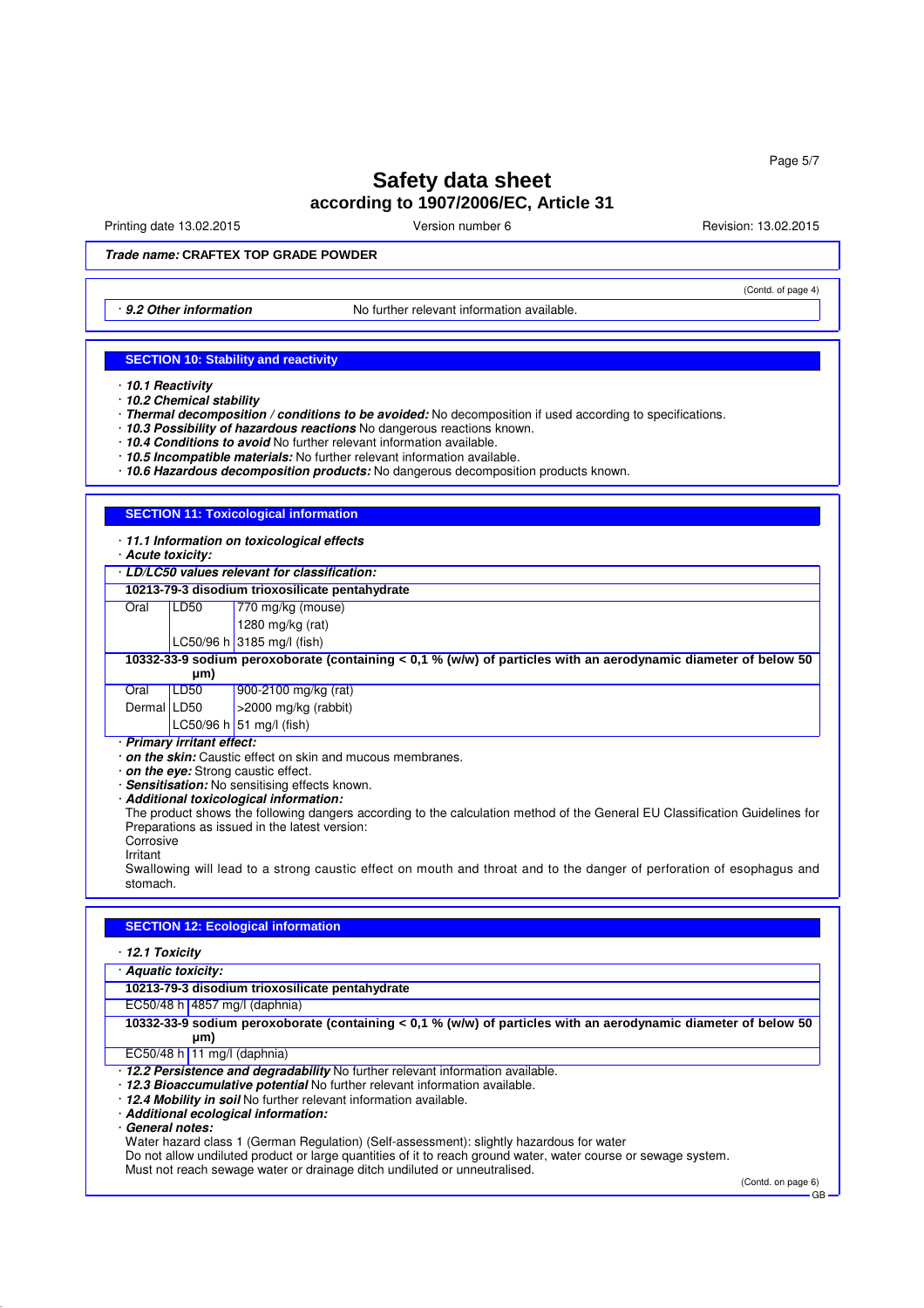# Safety data sheet
## according to 1907/2006/EC, Article 31

Printing date 13.02.2015 Version number 6 Revision: 13.02.2015

***Trade name:*** **CRAFTEX TOP GRADE POWDER**

(Contd. of page 4)

· ***9.2 Other information*** No further relevant information available.

## SECTION 10: Stability and reactivity

· ***10.1 Reactivity***
· ***10.2 Chemical stability***
· ***Thermal decomposition / conditions to be avoided:*** No decomposition if used according to specifications.
· ***10.3 Possibility of hazardous reactions*** No dangerous reactions known.
· ***10.4 Conditions to avoid*** No further relevant information available.
· ***10.5 Incompatible materials:*** No further relevant information available.
· ***10.6 Hazardous decomposition products:*** No dangerous decomposition products known.

## SECTION 11: Toxicological information

· ***11.1 Information on toxicological effects***
· ***Acute toxicity:***

· ***LD/LC50 values relevant for classification:***

| | | |
|---|---|---|
| **10213-79-3 disodium trioxosilicate pentahydrate** | | |
| Oral | LD50 | 770 mg/kg (mouse) |
| | | 1280 mg/kg (rat) |
| | LC50/96 h | 3185 mg/l (fish) |
| **10332-33-9 sodium peroxoborate (containing < 0,1 % (w/w) of particles with an aerodynamic diameter of below 50 µm)** | | |
| Oral | LD50 | 900-2100 mg/kg (rat) |
| Dermal | LD50 | >2000 mg/kg (rabbit) |
| | LC50/96 h | 51 mg/l (fish) |

· ***Primary irritant effect:***
· ***on the skin:*** Caustic effect on skin and mucous membranes.
· ***on the eye:*** Strong caustic effect.
· ***Sensitisation:*** No sensitising effects known.
· ***Additional toxicological information:***
The product shows the following dangers according to the calculation method of the General EU Classification Guidelines for Preparations as issued in the latest version:
Corrosive
Irritant
Swallowing will lead to a strong caustic effect on mouth and throat and to the danger of perforation of esophagus and stomach.

## SECTION 12: Ecological information

· ***12.1 Toxicity***

· ***Aquatic toxicity:***

| | |
|---|---|
| **10213-79-3 disodium trioxosilicate pentahydrate** | |
| EC50/48 h | 4857 mg/l (daphnia) |
| **10332-33-9 sodium peroxoborate (containing < 0,1 % (w/w) of particles with an aerodynamic diameter of below 50 µm)** | |
| EC50/48 h | 11 mg/l (daphnia) |

· ***12.2 Persistence and degradability*** No further relevant information available.
· ***12.3 Bioaccumulative potential*** No further relevant information available.
· ***12.4 Mobility in soil*** No further relevant information available.
· ***Additional ecological information:***
· ***General notes:***
Water hazard class 1 (German Regulation) (Self-assessment): slightly hazardous for water
Do not allow undiluted product or large quantities of it to reach ground water, water course or sewage system.
Must not reach sewage water or drainage ditch undiluted or unneutralised.

(Contd. on page 6)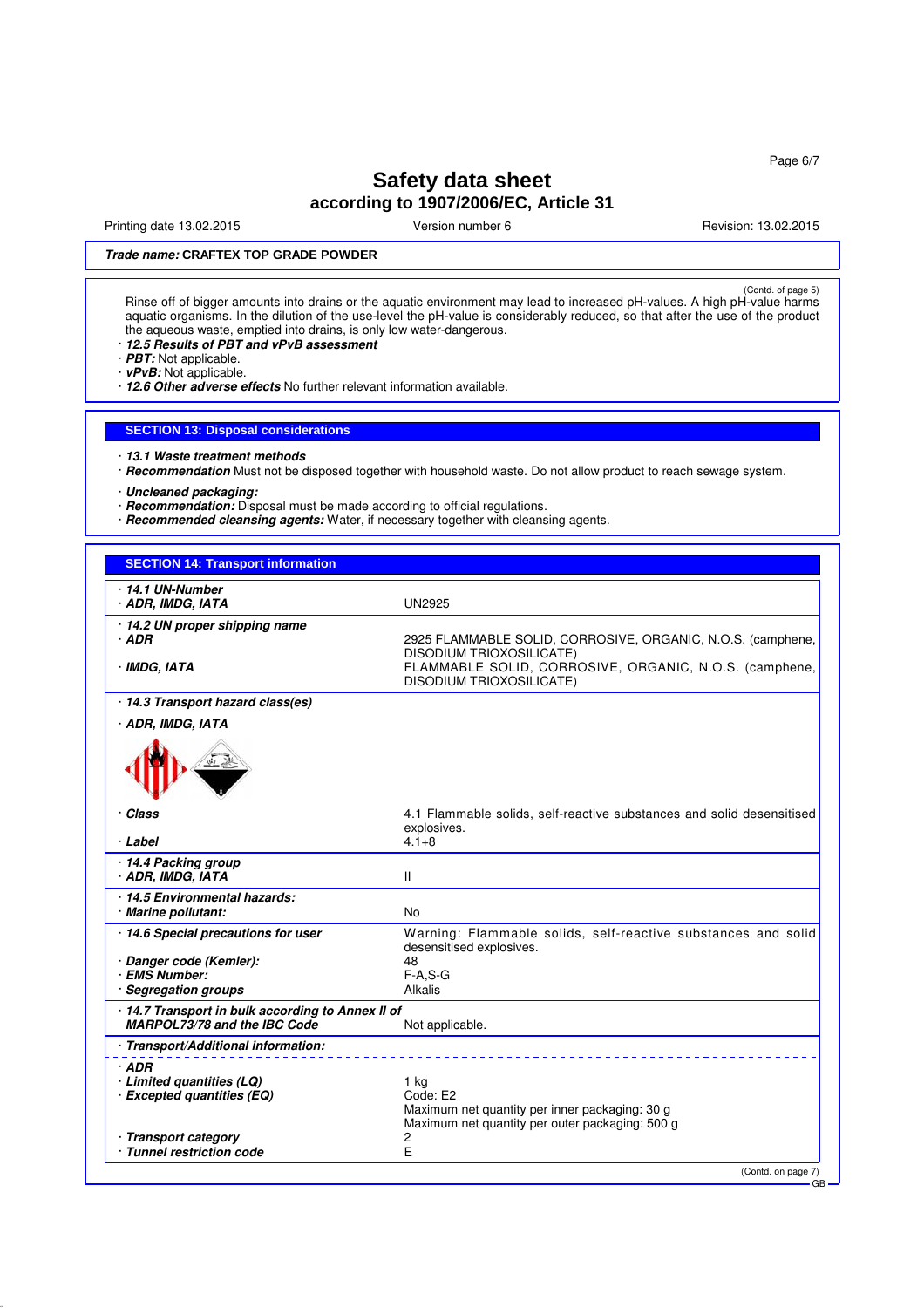Safety data sheet
according to 1907/2006/EC, Article 31

Printing date 13.02.2015 | Version number 6 | Revision: 13.02.2015

**Trade name: CRAFTEX TOP GRADE POWDER**

(Contd. of page 5)

Rinse off of bigger amounts into drains or the aquatic environment may lead to increased pH-values. A high pH-value harms aquatic organisms. In the dilution of the use-level the pH-value is considerably reduced, so that after the use of the product the aqueous waste, emptied into drains, is only low water-dangerous.

· ***12.5 Results of PBT and vPvB assessment***
· ***PBT:*** Not applicable.
· ***vPvB:*** Not applicable.
· ***12.6 Other adverse effects*** No further relevant information available.

## SECTION 13: Disposal considerations

· ***13.1 Waste treatment methods***
· ***Recommendation*** Must not be disposed together with household waste. Do not allow product to reach sewage system.

· ***Uncleaned packaging:***
· ***Recommendation:*** Disposal must be made according to official regulations.
· ***Recommended cleansing agents:*** Water, if necessary together with cleansing agents.

## SECTION 14: Transport information

| | |
|---|---|
| · ***14.1 UN-Number*** | |
| · ***ADR, IMDG, IATA*** | UN2925 |
| · ***14.2 UN proper shipping name*** | |
| · ***ADR*** | 2925 FLAMMABLE SOLID, CORROSIVE, ORGANIC, N.O.S. (camphene, DISODIUM TRIOXOSILICATE) |
| · ***IMDG, IATA*** | FLAMMABLE SOLID, CORROSIVE, ORGANIC, N.O.S. (camphene, DISODIUM TRIOXOSILICATE) |
| · ***14.3 Transport hazard class(es)*** | |
| · ***ADR, IMDG, IATA*** | |
| · ***Class*** | 4.1 Flammable solids, self-reactive substances and solid desensitised explosives. |
| · ***Label*** | 4.1+8 |
| · ***14.4 Packing group*** | |
| · ***ADR, IMDG, IATA*** | II |
| · ***14.5 Environmental hazards:*** | |
| · ***Marine pollutant:*** | No |
| · ***14.6 Special precautions for user*** | Warning: Flammable solids, self-reactive substances and solid desensitised explosives. |
| · ***Danger code (Kemler):*** | 48 |
| · ***EMS Number:*** | F-A,S-G |
| · ***Segregation groups*** | Alkalis |
| · ***14.7 Transport in bulk according to Annex II of MARPOL73/78 and the IBC Code*** | Not applicable. |
| · ***Transport/Additional information:*** | |
| · ***ADR*** | |
| · ***Limited quantities (LQ)*** | 1 kg |
| · ***Excepted quantities (EQ)*** | Code: E2<br>Maximum net quantity per inner packaging: 30 g<br>Maximum net quantity per outer packaging: 500 g |
| · ***Transport category*** | 2 |
| · ***Tunnel restriction code*** | E |

(Contd. on page 7)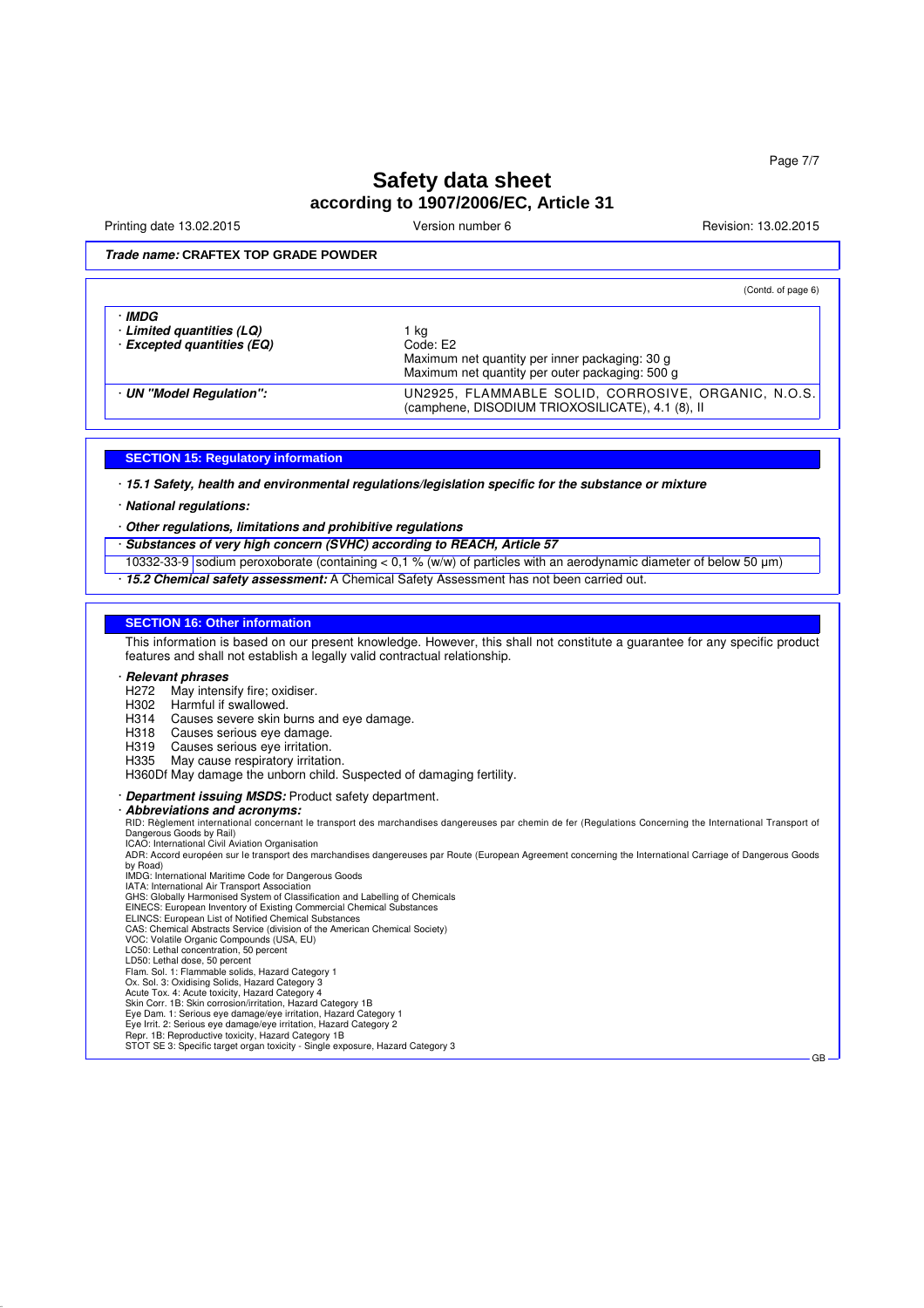# Safety data sheet
## according to 1907/2006/EC, Article 31

Printing date 13.02.2015 | Version number 6 | Revision: 13.02.2015

***Trade name:* CRAFTEX TOP GRADE POWDER**

(Contd. of page 6)

| | |
|---|---|
| · ***IMDG*** | |
| · ***Limited quantities (LQ)*** | 1 kg |
| · ***Excepted quantities (EQ)*** | Code: E2<br>Maximum net quantity per inner packaging: 30 g<br>Maximum net quantity per outer packaging: 500 g |
| · ***UN "Model Regulation":*** | UN2925, FLAMMABLE SOLID, CORROSIVE, ORGANIC, N.O.S. (camphene, DISODIUM TRIOXOSILICATE), 4.1 (8), II |

## SECTION 15: Regulatory information

· ***15.1 Safety, health and environmental regulations/legislation specific for the substance or mixture***

· ***National regulations:***

· ***Other regulations, limitations and prohibitive regulations***

· ***Substances of very high concern (SVHC) according to REACH, Article 57***

| | |
|---|---|
| 10332-33-9 | sodium peroxoborate (containing < 0,1 % (w/w) of particles with an aerodynamic diameter of below 50 µm) |

· ***15.2 Chemical safety assessment:*** A Chemical Safety Assessment has not been carried out.

## SECTION 16: Other information

This information is based on our present knowledge. However, this shall not constitute a guarantee for any specific product features and shall not establish a legally valid contractual relationship.

· ***Relevant phrases***

H272 May intensify fire; oxidiser.
H302 Harmful if swallowed.
H314 Causes severe skin burns and eye damage.
H318 Causes serious eye damage.
H319 Causes serious eye irritation.
H335 May cause respiratory irritation.
H360Df May damage the unborn child. Suspected of damaging fertility.

· ***Department issuing MSDS:*** Product safety department.

· ***Abbreviations and acronyms:***

RID: Règlement international concernant le transport des marchandises dangereuses par chemin de fer (Regulations Concerning the International Transport of Dangerous Goods by Rail)
ICAO: International Civil Aviation Organisation
ADR: Accord européen sur le transport des marchandises dangereuses par Route (European Agreement concerning the International Carriage of Dangerous Goods by Road)
IMDG: International Maritime Code for Dangerous Goods
IATA: International Air Transport Association
GHS: Globally Harmonised System of Classification and Labelling of Chemicals
EINECS: European Inventory of Existing Commercial Chemical Substances
ELINCS: European List of Notified Chemical Substances
CAS: Chemical Abstracts Service (division of the American Chemical Society)
VOC: Volatile Organic Compounds (USA, EU)
LC50: Lethal concentration, 50 percent
LD50: Lethal dose, 50 percent
Flam. Sol. 1: Flammable solids, Hazard Category 1
Ox. Sol. 3: Oxidising Solids, Hazard Category 3
Acute Tox. 4: Acute toxicity, Hazard Category 4
Skin Corr. 1B: Skin corrosion/irritation, Hazard Category 1B
Eye Dam. 1: Serious eye damage/eye irritation, Hazard Category 1
Eye Irrit. 2: Serious eye damage/eye irritation, Hazard Category 2
Repr. 1B: Reproductive toxicity, Hazard Category 1B
STOT SE 3: Specific target organ toxicity - Single exposure, Hazard Category 3